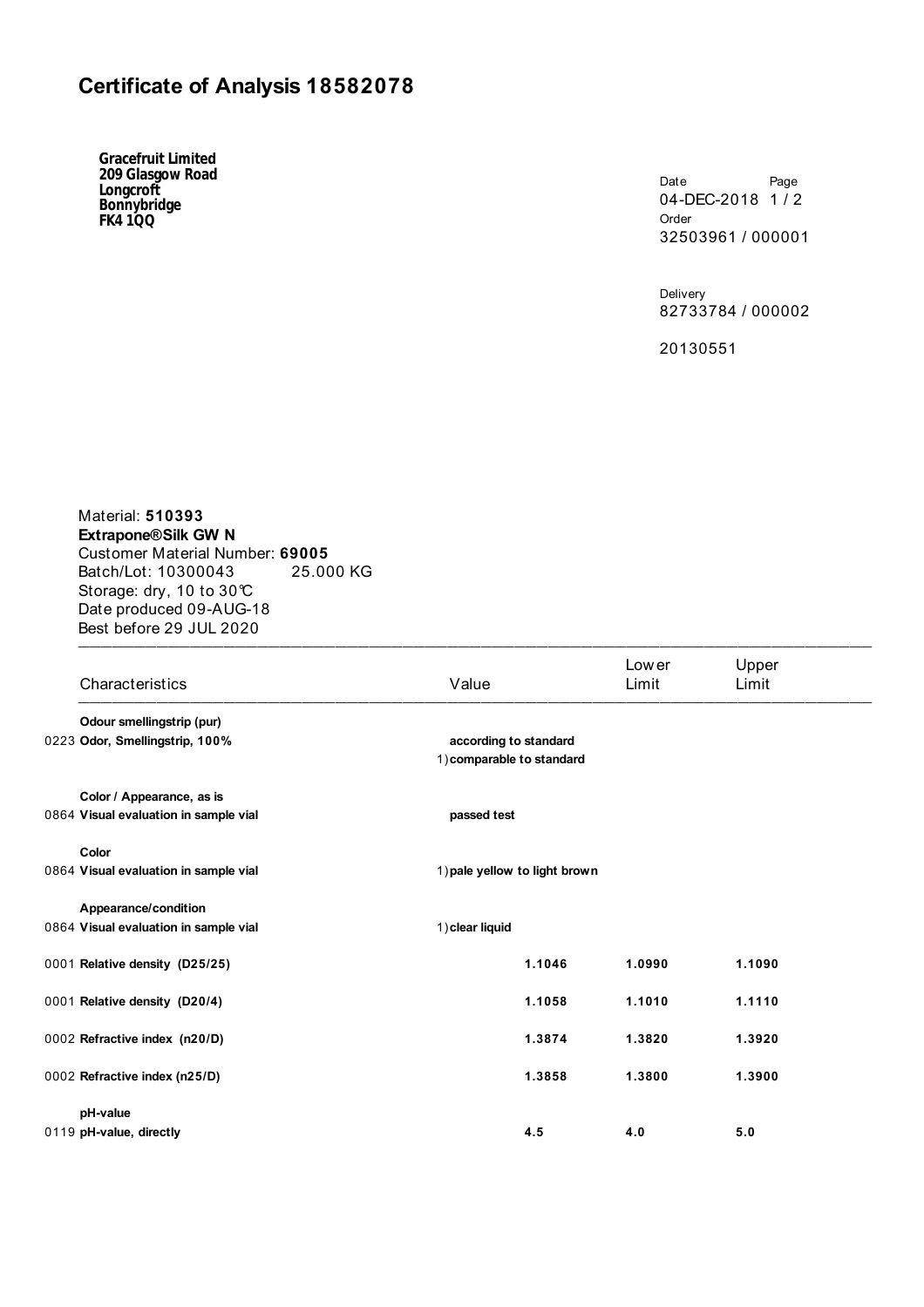# Certificate of Analysis 18582078

**Gracefruit Limited**
**209 Glasgow Road**
**Longcroft**
**Bonnybridge**
**FK4 1QQ**

Date: 04-DEC-2018
Page: 1 / 2

Order
32503961 / 000001

Delivery
82733784 / 000002

20130551

Material: **510393**
**Extrapone®Silk GW N**
Customer Material Number: **69005**
Batch/Lot: 10300043 25.000 KG
Storage: dry, 10 to 30℃
Date produced 09-AUG-18
Best before 29 JUL 2020

| Characteristics | Value | Lower Limit | Upper Limit |
|---|---|---|---|
| **Odour smellingstrip (pur)** | | | |
| 0223 **Odor, Smellingstrip, 100%** | **according to standard** | | |
| | 1) **comparable to standard** | | |
| **Color / Appearance, as is** | | | |
| 0864 **Visual evaluation in sample vial** | **passed test** | | |
| **Color** | | | |
| 0864 **Visual evaluation in sample vial** | 1) **pale yellow to light brown** | | |
| **Appearance/condition** | | | |
| 0864 **Visual evaluation in sample vial** | 1) **clear liquid** | | |
| 0001 **Relative density (D25/25)** | **1.1046** | **1.0990** | **1.1090** |
| 0001 **Relative density (D20/4)** | **1.1058** | **1.1010** | **1.1110** |
| 0002 **Refractive index (n20/D)** | **1.3874** | **1.3820** | **1.3920** |
| 0002 **Refractive index (n25/D)** | **1.3858** | **1.3800** | **1.3900** |
| **pH-value** | | | |
| 0119 **pH-value, directly** | **4.5** | **4.0** | **5.0** |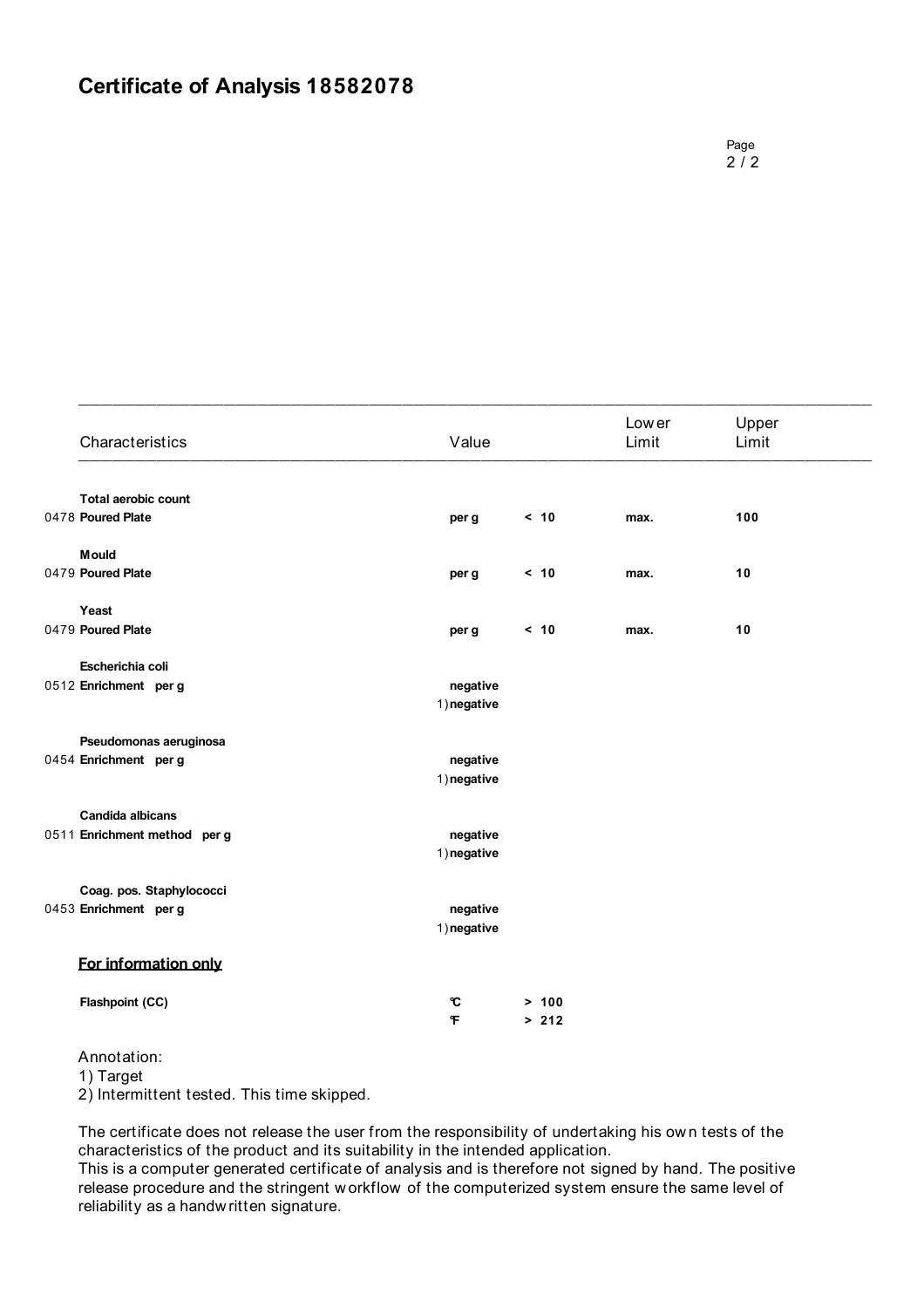# Certificate of Analysis 18582078

| Characteristics | Value | | Lower Limit | Upper Limit |
|---|---|---|---|---|
| **Total aerobic count** | | | | |
| 0478 **Poured Plate** | **per g** | **< 10** | **max.** | **100** |
| **Mould** | | | | |
| 0479 **Poured Plate** | **per g** | **< 10** | **max.** | **10** |
| **Yeast** | | | | |
| 0479 **Poured Plate** | **per g** | **< 10** | **max.** | **10** |
| **Escherichia coli** | | | | |
| 0512 **Enrichment per g** | **negative** | | | |
| | 1) **negative** | | | |
| **Pseudomonas aeruginosa** | | | | |
| 0454 **Enrichment per g** | **negative** | | | |
| | 1) **negative** | | | |
| **Candida albicans** | | | | |
| 0511 **Enrichment method per g** | **negative** | | | |
| | 1) **negative** | | | |
| **Coag. pos. Staphylococci** | | | | |
| 0453 **Enrichment per g** | **negative** | | | |
| | 1) **negative** | | | |

**For information only**

| | | | | |
|---|---|---|---|---|
| **Flashpoint (CC)** | **°C** | **> 100** | | |
| | **°F** | **> 212** | | |

Annotation:
1) Target
2) Intermittent tested. This time skipped.

The certificate does not release the user from the responsibility of undertaking his own tests of the characteristics of the product and its suitability in the intended application.
This is a computer generated certificate of analysis and is therefore not signed by hand. The positive release procedure and the stringent workflow of the computerized system ensure the same level of reliability as a handwritten signature.